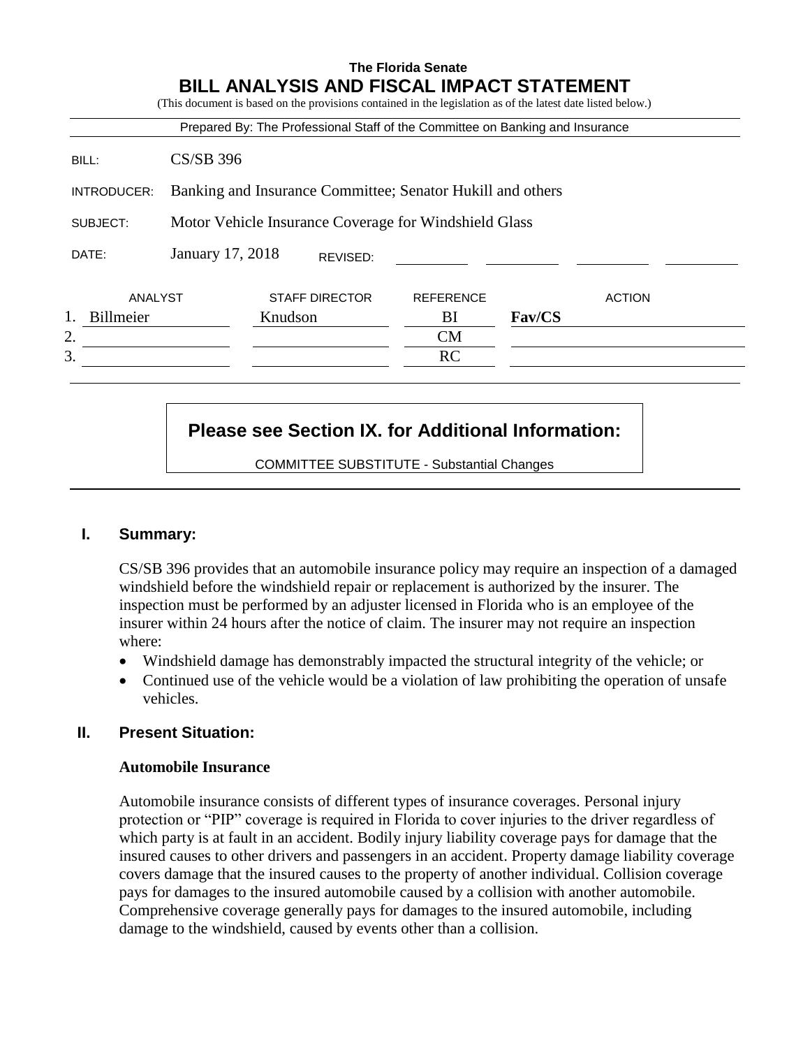**The Florida Senate**

# BILL ANALYSIS AND FISCAL IMPACT STATEMENT

(This document is based on the provisions contained in the legislation as of the latest date listed below.)

Prepared By: The Professional Staff of the Committee on Banking and Insurance

| | |
|---|---|
| BILL: | CS/SB 396 |
| INTRODUCER: | Banking and Insurance Committee; Senator Hukill and others |
| SUBJECT: | Motor Vehicle Insurance Coverage for Windshield Glass |
| DATE: | January 17, 2018 REVISED: |

| | ANALYST | STAFF DIRECTOR | REFERENCE | ACTION |
|---|---|---|---|---|
| 1. | Billmeier | Knudson | BI | **Fav/CS** |
| 2. | | | CM | |
| 3. | | | RC | |

**Please see Section IX. for Additional Information:**

COMMITTEE SUBSTITUTE - Substantial Changes

## I. Summary:

CS/SB 396 provides that an automobile insurance policy may require an inspection of a damaged windshield before the windshield repair or replacement is authorized by the insurer. The inspection must be performed by an adjuster licensed in Florida who is an employee of the insurer within 24 hours after the notice of claim. The insurer may not require an inspection where:

- Windshield damage has demonstrably impacted the structural integrity of the vehicle; or
- Continued use of the vehicle would be a violation of law prohibiting the operation of unsafe vehicles.

## II. Present Situation:

### Automobile Insurance

Automobile insurance consists of different types of insurance coverages. Personal injury protection or "PIP" coverage is required in Florida to cover injuries to the driver regardless of which party is at fault in an accident. Bodily injury liability coverage pays for damage that the insured causes to other drivers and passengers in an accident. Property damage liability coverage covers damage that the insured causes to the property of another individual. Collision coverage pays for damages to the insured automobile caused by a collision with another automobile. Comprehensive coverage generally pays for damages to the insured automobile, including damage to the windshield, caused by events other than a collision.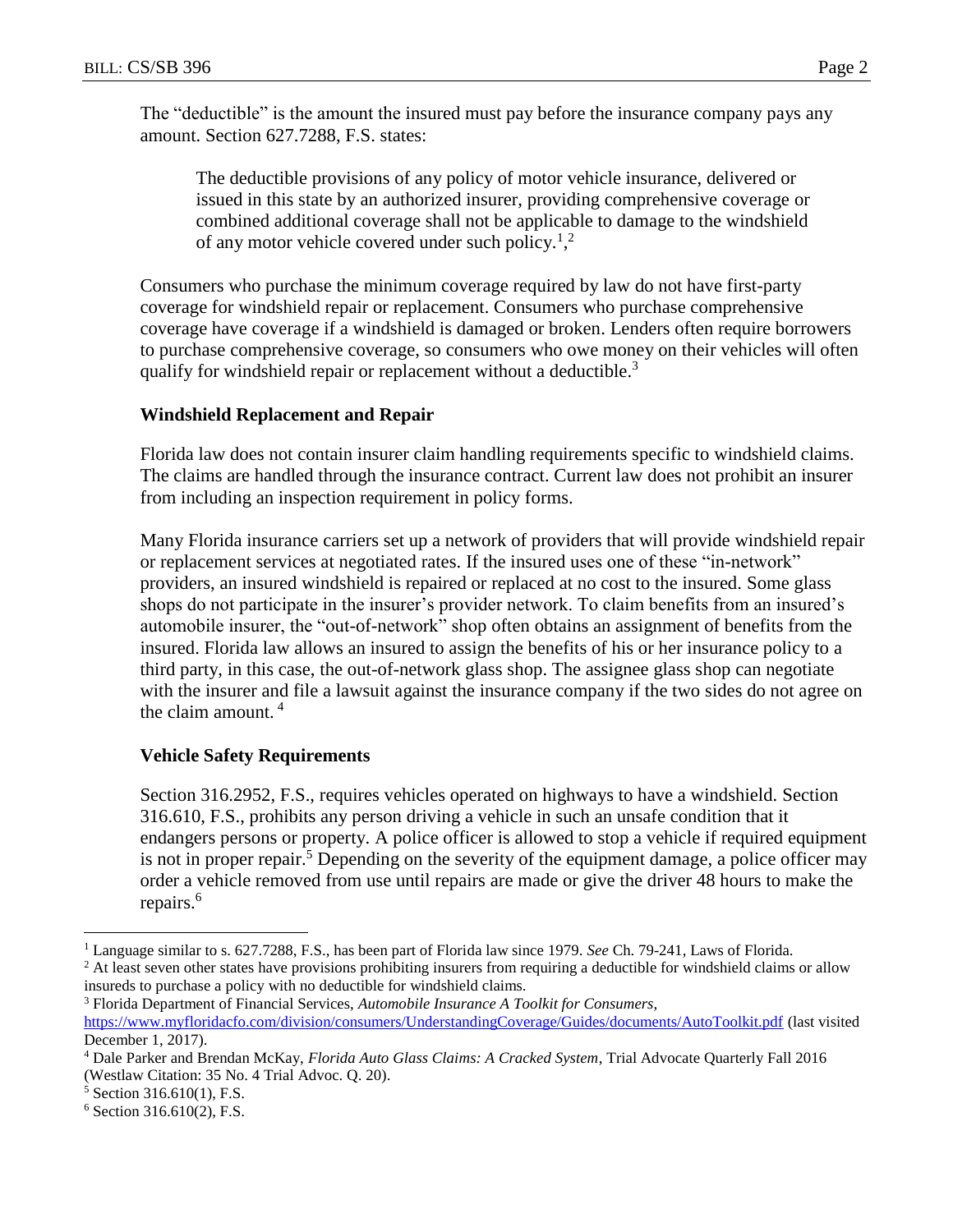The "deductible" is the amount the insured must pay before the insurance company pays any amount. Section 627.7288, F.S. states:

> The deductible provisions of any policy of motor vehicle insurance, delivered or issued in this state by an authorized insurer, providing comprehensive coverage or combined additional coverage shall not be applicable to damage to the windshield of any motor vehicle covered under such policy.[1],[2]

Consumers who purchase the minimum coverage required by law do not have first-party coverage for windshield repair or replacement. Consumers who purchase comprehensive coverage have coverage if a windshield is damaged or broken. Lenders often require borrowers to purchase comprehensive coverage, so consumers who owe money on their vehicles will often qualify for windshield repair or replacement without a deductible.[3]

### Windshield Replacement and Repair

Florida law does not contain insurer claim handling requirements specific to windshield claims. The claims are handled through the insurance contract. Current law does not prohibit an insurer from including an inspection requirement in policy forms.

Many Florida insurance carriers set up a network of providers that will provide windshield repair or replacement services at negotiated rates. If the insured uses one of these "in-network" providers, an insured windshield is repaired or replaced at no cost to the insured. Some glass shops do not participate in the insurer's provider network. To claim benefits from an insured's automobile insurer, the "out-of-network" shop often obtains an assignment of benefits from the insured. Florida law allows an insured to assign the benefits of his or her insurance policy to a third party, in this case, the out-of-network glass shop. The assignee glass shop can negotiate with the insurer and file a lawsuit against the insurance company if the two sides do not agree on the claim amount.[4]

### Vehicle Safety Requirements

Section 316.2952, F.S., requires vehicles operated on highways to have a windshield. Section 316.610, F.S., prohibits any person driving a vehicle in such an unsafe condition that it endangers persons or property. A police officer is allowed to stop a vehicle if required equipment is not in proper repair.[5] Depending on the severity of the equipment damage, a police officer may order a vehicle removed from use until repairs are made or give the driver 48 hours to make the repairs.[6]

---

[1] Language similar to s. 627.7288, F.S., has been part of Florida law since 1979. *See* Ch. 79-241, Laws of Florida.

[2] At least seven other states have provisions prohibiting insurers from requiring a deductible for windshield claims or allow insureds to purchase a policy with no deductible for windshield claims.

[3] Florida Department of Financial Services, *Automobile Insurance A Toolkit for Consumers*, https://www.myfloridacfo.com/division/consumers/UnderstandingCoverage/Guides/documents/AutoToolkit.pdf (last visited December 1, 2017).

[4] Dale Parker and Brendan McKay, *Florida Auto Glass Claims: A Cracked System*, Trial Advocate Quarterly Fall 2016 (Westlaw Citation: 35 No. 4 Trial Advoc. Q. 20).

[5] Section 316.610(1), F.S.

[6] Section 316.610(2), F.S.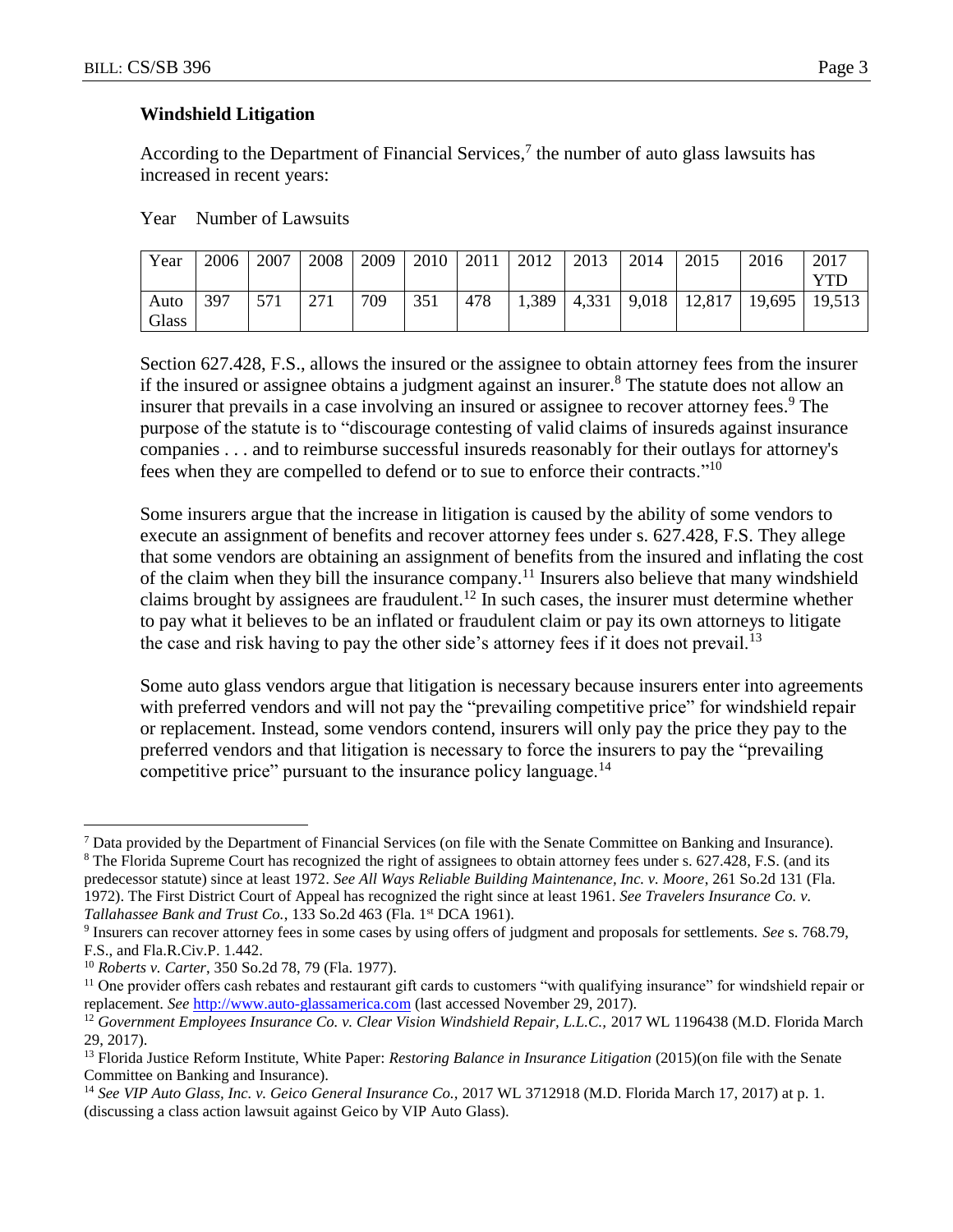**Windshield Litigation**

According to the Department of Financial Services,[7] the number of auto glass lawsuits has increased in recent years:

Year Number of Lawsuits

| Year | 2006 | 2007 | 2008 | 2009 | 2010 | 2011 | 2012 | 2013 | 2014 | 2015 | 2016 | 2017 YTD |
|---|---|---|---|---|---|---|---|---|---|---|---|---|
| Auto Glass | 397 | 571 | 271 | 709 | 351 | 478 | 1,389 | 4,331 | 9,018 | 12,817 | 19,695 | 19,513 |

Section 627.428, F.S., allows the insured or the assignee to obtain attorney fees from the insurer if the insured or assignee obtains a judgment against an insurer.[8] The statute does not allow an insurer that prevails in a case involving an insured or assignee to recover attorney fees.[9] The purpose of the statute is to "discourage contesting of valid claims of insureds against insurance companies . . . and to reimburse successful insureds reasonably for their outlays for attorney's fees when they are compelled to defend or to sue to enforce their contracts."[10]

Some insurers argue that the increase in litigation is caused by the ability of some vendors to execute an assignment of benefits and recover attorney fees under s. 627.428, F.S. They allege that some vendors are obtaining an assignment of benefits from the insured and inflating the cost of the claim when they bill the insurance company.[11] Insurers also believe that many windshield claims brought by assignees are fraudulent.[12] In such cases, the insurer must determine whether to pay what it believes to be an inflated or fraudulent claim or pay its own attorneys to litigate the case and risk having to pay the other side's attorney fees if it does not prevail.[13]

Some auto glass vendors argue that litigation is necessary because insurers enter into agreements with preferred vendors and will not pay the "prevailing competitive price" for windshield repair or replacement. Instead, some vendors contend, insurers will only pay the price they pay to the preferred vendors and that litigation is necessary to force the insurers to pay the "prevailing competitive price" pursuant to the insurance policy language.[14]

---

[7] Data provided by the Department of Financial Services (on file with the Senate Committee on Banking and Insurance).

[8] The Florida Supreme Court has recognized the right of assignees to obtain attorney fees under s. 627.428, F.S. (and its predecessor statute) since at least 1972. *See All Ways Reliable Building Maintenance, Inc. v. Moore*, 261 So.2d 131 (Fla. 1972). The First District Court of Appeal has recognized the right since at least 1961. *See Travelers Insurance Co. v. Tallahassee Bank and Trust Co.*, 133 So.2d 463 (Fla. 1st DCA 1961).

[9] Insurers can recover attorney fees in some cases by using offers of judgment and proposals for settlements. *See* s. 768.79, F.S., and Fla.R.Civ.P. 1.442.

[10] *Roberts v. Carter*, 350 So.2d 78, 79 (Fla. 1977).

[11] One provider offers cash rebates and restaurant gift cards to customers "with qualifying insurance" for windshield repair or replacement. *See* http://www.auto-glassamerica.com (last accessed November 29, 2017).

[12] *Government Employees Insurance Co. v. Clear Vision Windshield Repair, L.L.C.,* 2017 WL 1196438 (M.D. Florida March 29, 2017).

[13] Florida Justice Reform Institute, White Paper: *Restoring Balance in Insurance Litigation* (2015)(on file with the Senate Committee on Banking and Insurance).

[14] *See VIP Auto Glass, Inc. v. Geico General Insurance Co.,* 2017 WL 3712918 (M.D. Florida March 17, 2017) at p. 1. (discussing a class action lawsuit against Geico by VIP Auto Glass).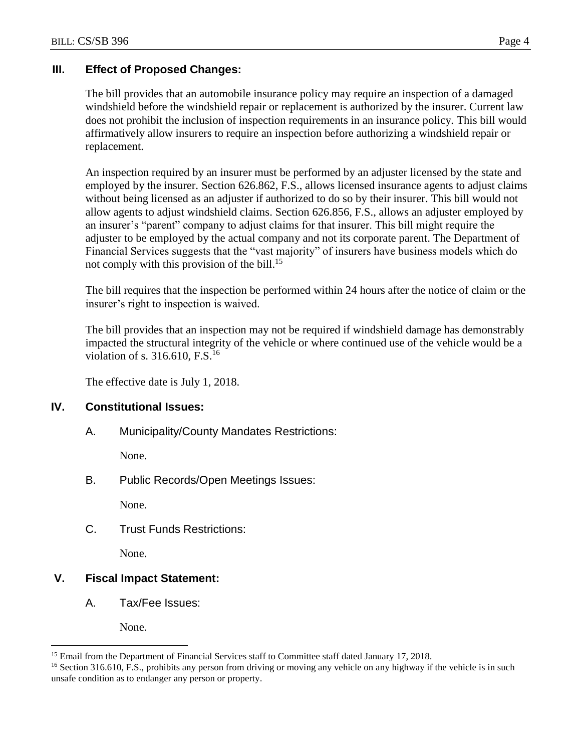## III. Effect of Proposed Changes:

The bill provides that an automobile insurance policy may require an inspection of a damaged windshield before the windshield repair or replacement is authorized by the insurer. Current law does not prohibit the inclusion of inspection requirements in an insurance policy. This bill would affirmatively allow insurers to require an inspection before authorizing a windshield repair or replacement.

An inspection required by an insurer must be performed by an adjuster licensed by the state and employed by the insurer. Section 626.862, F.S., allows licensed insurance agents to adjust claims without being licensed as an adjuster if authorized to do so by their insurer. This bill would not allow agents to adjust windshield claims. Section 626.856, F.S., allows an adjuster employed by an insurer's "parent" company to adjust claims for that insurer. This bill might require the adjuster to be employed by the actual company and not its corporate parent. The Department of Financial Services suggests that the "vast majority" of insurers have business models which do not comply with this provision of the bill.[15]

The bill requires that the inspection be performed within 24 hours after the notice of claim or the insurer's right to inspection is waived.

The bill provides that an inspection may not be required if windshield damage has demonstrably impacted the structural integrity of the vehicle or where continued use of the vehicle would be a violation of s. 316.610, F.S.[16]

The effective date is July 1, 2018.

## IV. Constitutional Issues:

A. Municipality/County Mandates Restrictions:

None.

B. Public Records/Open Meetings Issues:

None.

C. Trust Funds Restrictions:

None.

## V. Fiscal Impact Statement:

A. Tax/Fee Issues:

None.

---

[15] Email from the Department of Financial Services staff to Committee staff dated January 17, 2018.

[16] Section 316.610, F.S., prohibits any person from driving or moving any vehicle on any highway if the vehicle is in such unsafe condition as to endanger any person or property.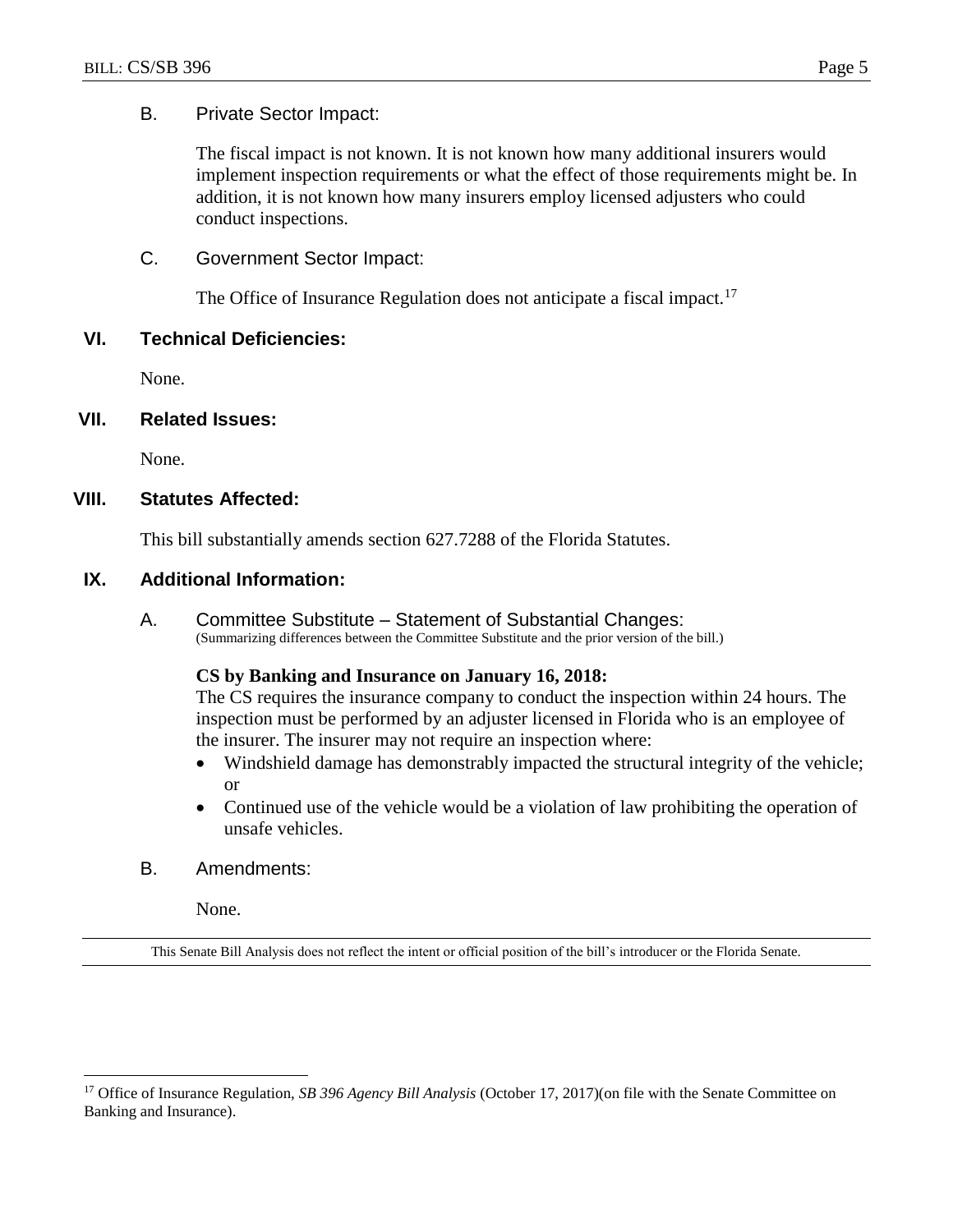### B. Private Sector Impact:

The fiscal impact is not known. It is not known how many additional insurers would implement inspection requirements or what the effect of those requirements might be. In addition, it is not known how many insurers employ licensed adjusters who could conduct inspections.

### C. Government Sector Impact:

The Office of Insurance Regulation does not anticipate a fiscal impact.[17]

## VI. Technical Deficiencies:

None.

## VII. Related Issues:

None.

## VIII. Statutes Affected:

This bill substantially amends section 627.7288 of the Florida Statutes.

## IX. Additional Information:

### A. Committee Substitute – Statement of Substantial Changes:

(Summarizing differences between the Committee Substitute and the prior version of the bill.)

**CS by Banking and Insurance on January 16, 2018:**

The CS requires the insurance company to conduct the inspection within 24 hours. The inspection must be performed by an adjuster licensed in Florida who is an employee of the insurer. The insurer may not require an inspection where:

- Windshield damage has demonstrably impacted the structural integrity of the vehicle; or
- Continued use of the vehicle would be a violation of law prohibiting the operation of unsafe vehicles.

### B. Amendments:

None.

This Senate Bill Analysis does not reflect the intent or official position of the bill's introducer or the Florida Senate.

[17] Office of Insurance Regulation, *SB 396 Agency Bill Analysis* (October 17, 2017)(on file with the Senate Committee on Banking and Insurance).